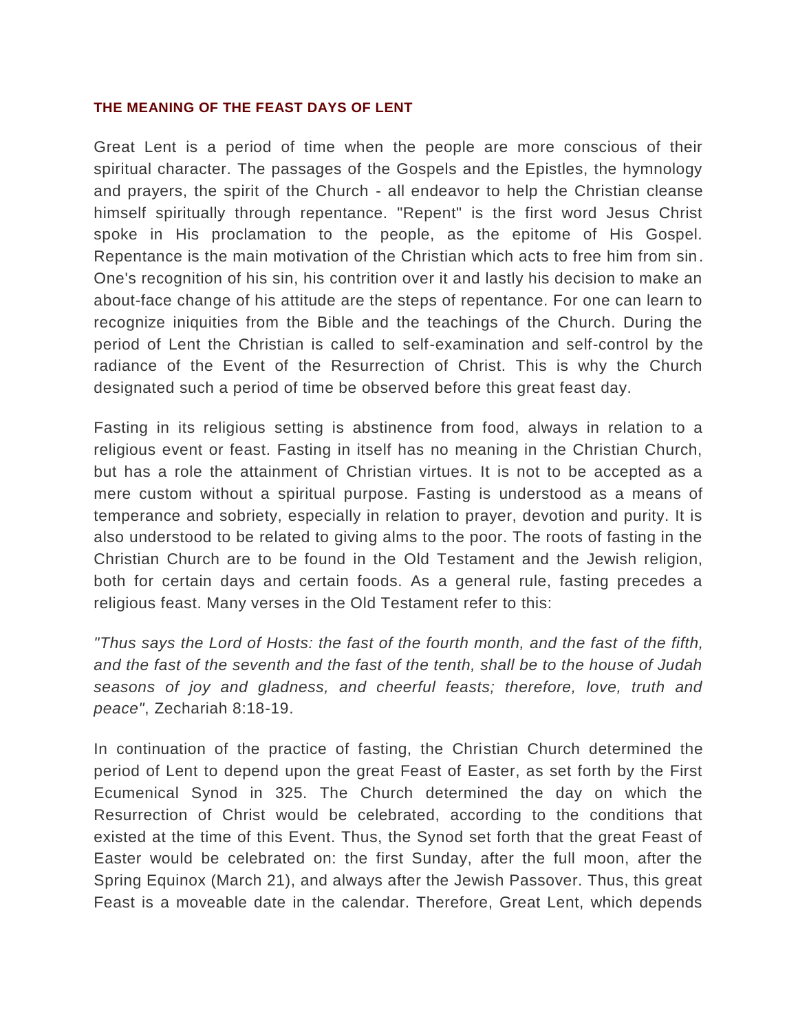## THE MEANING OF THE FEAST DAYS OF LENT

Great Lent is a period of time when the people are more conscious of their spiritual character. The passages of the Gospels and the Epistles, the hymnology and prayers, the spirit of the Church - all endeavor to help the Christian cleanse himself spiritually through repentance. "Repent" is the first word Jesus Christ spoke in His proclamation to the people, as the epitome of His Gospel. Repentance is the main motivation of the Christian which acts to free him from sin. One's recognition of his sin, his contrition over it and lastly his decision to make an about-face change of his attitude are the steps of repentance. For one can learn to recognize iniquities from the Bible and the teachings of the Church. During the period of Lent the Christian is called to self-examination and self-control by the radiance of the Event of the Resurrection of Christ. This is why the Church designated such a period of time be observed before this great feast day.

Fasting in its religious setting is abstinence from food, always in relation to a religious event or feast. Fasting in itself has no meaning in the Christian Church, but has a role the attainment of Christian virtues. It is not to be accepted as a mere custom without a spiritual purpose. Fasting is understood as a means of temperance and sobriety, especially in relation to prayer, devotion and purity. It is also understood to be related to giving alms to the poor. The roots of fasting in the Christian Church are to be found in the Old Testament and the Jewish religion, both for certain days and certain foods. As a general rule, fasting precedes a religious feast. Many verses in the Old Testament refer to this:

*"Thus says the Lord of Hosts: the fast of the fourth month, and the fast of the fifth, and the fast of the seventh and the fast of the tenth, shall be to the house of Judah seasons of joy and gladness, and cheerful feasts; therefore, love, truth and peace"*, Zechariah 8:18-19.

In continuation of the practice of fasting, the Christian Church determined the period of Lent to depend upon the great Feast of Easter, as set forth by the First Ecumenical Synod in 325. The Church determined the day on which the Resurrection of Christ would be celebrated, according to the conditions that existed at the time of this Event. Thus, the Synod set forth that the great Feast of Easter would be celebrated on: the first Sunday, after the full moon, after the Spring Equinox (March 21), and always after the Jewish Passover. Thus, this great Feast is a moveable date in the calendar. Therefore, Great Lent, which depends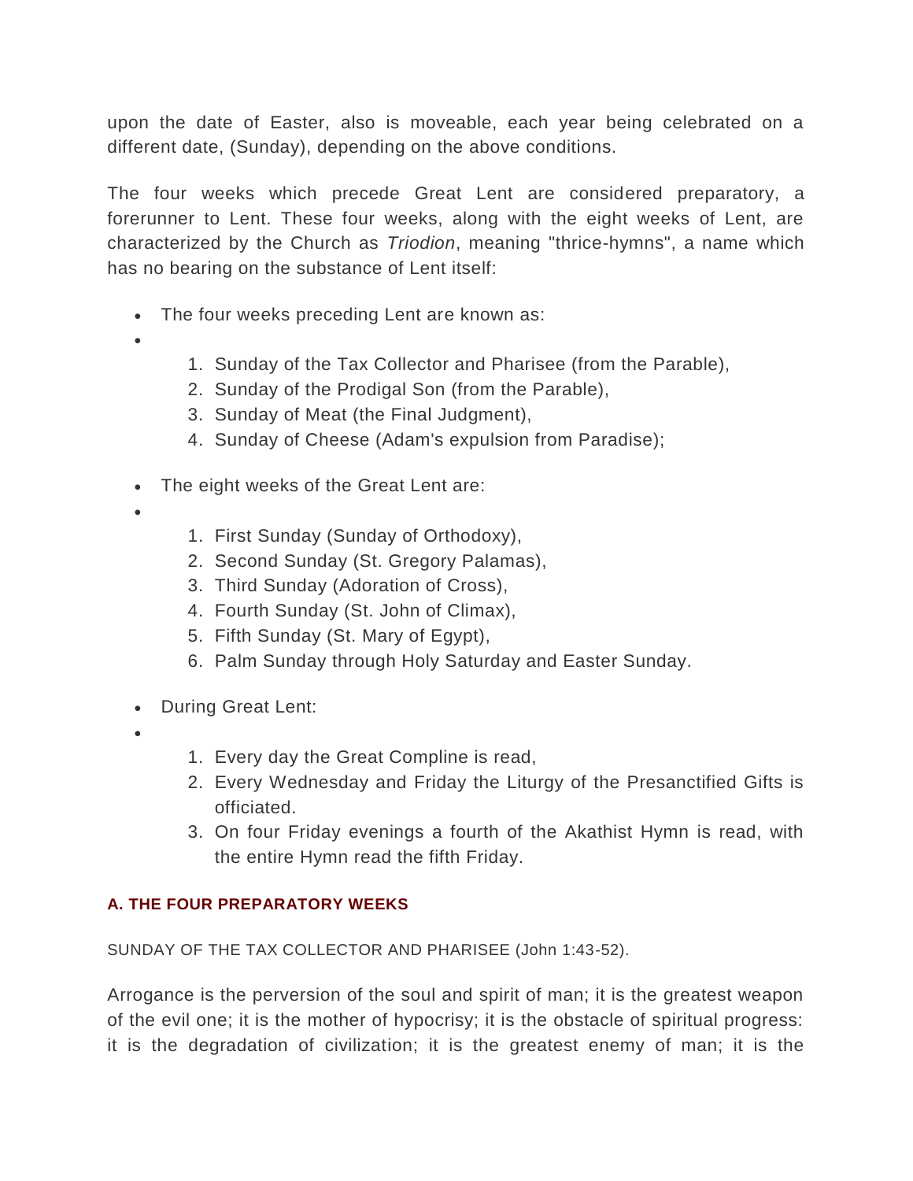upon the date of Easter, also is moveable, each year being celebrated on a different date, (Sunday), depending on the above conditions.

The four weeks which precede Great Lent are considered preparatory, a forerunner to Lent. These four weeks, along with the eight weeks of Lent, are characterized by the Church as *Triodion*, meaning "thrice-hymns", a name which has no bearing on the substance of Lent itself:

- The four weeks preceding Lent are known as:
-
    1. Sunday of the Tax Collector and Pharisee (from the Parable),
    2. Sunday of the Prodigal Son (from the Parable),
    3. Sunday of Meat (the Final Judgment),
    4. Sunday of Cheese (Adam's expulsion from Paradise);

- The eight weeks of the Great Lent are:
-
    1. First Sunday (Sunday of Orthodoxy),
    2. Second Sunday (St. Gregory Palamas),
    3. Third Sunday (Adoration of Cross),
    4. Fourth Sunday (St. John of Climax),
    5. Fifth Sunday (St. Mary of Egypt),
    6. Palm Sunday through Holy Saturday and Easter Sunday.

- During Great Lent:
-
    1. Every day the Great Compline is read,
    2. Every Wednesday and Friday the Liturgy of the Presanctified Gifts is officiated.
    3. On four Friday evenings a fourth of the Akathist Hymn is read, with the entire Hymn read the fifth Friday.

### A. THE FOUR PREPARATORY WEEKS

SUNDAY OF THE TAX COLLECTOR AND PHARISEE (John 1:43-52).

Arrogance is the perversion of the soul and spirit of man; it is the greatest weapon of the evil one; it is the mother of hypocrisy; it is the obstacle of spiritual progress: it is the degradation of civilization; it is the greatest enemy of man; it is the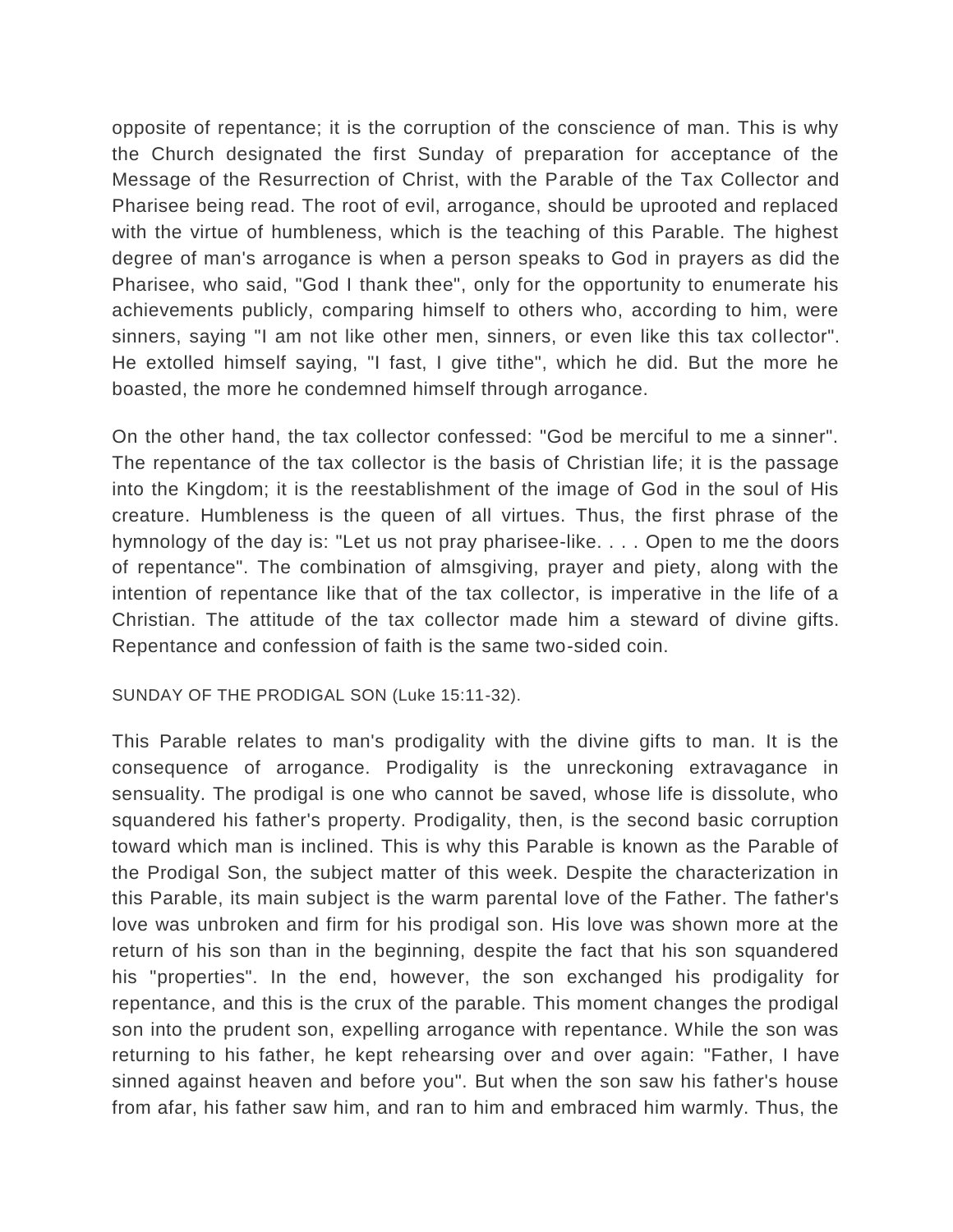opposite of repentance; it is the corruption of the conscience of man. This is why the Church designated the first Sunday of preparation for acceptance of the Message of the Resurrection of Christ, with the Parable of the Tax Collector and Pharisee being read. The root of evil, arrogance, should be uprooted and replaced with the virtue of humbleness, which is the teaching of this Parable. The highest degree of man's arrogance is when a person speaks to God in prayers as did the Pharisee, who said, "God I thank thee", only for the opportunity to enumerate his achievements publicly, comparing himself to others who, according to him, were sinners, saying "I am not like other men, sinners, or even like this tax collector". He extolled himself saying, "I fast, I give tithe", which he did. But the more he boasted, the more he condemned himself through arrogance.

On the other hand, the tax collector confessed: "God be merciful to me a sinner". The repentance of the tax collector is the basis of Christian life; it is the passage into the Kingdom; it is the reestablishment of the image of God in the soul of His creature. Humbleness is the queen of all virtues. Thus, the first phrase of the hymnology of the day is: "Let us not pray pharisee-like. . . . Open to me the doors of repentance". The combination of almsgiving, prayer and piety, along with the intention of repentance like that of the tax collector, is imperative in the life of a Christian. The attitude of the tax collector made him a steward of divine gifts. Repentance and confession of faith is the same two-sided coin.

SUNDAY OF THE PRODIGAL SON (Luke 15:11-32).

This Parable relates to man's prodigality with the divine gifts to man. It is the consequence of arrogance. Prodigality is the unreckoning extravagance in sensuality. The prodigal is one who cannot be saved, whose life is dissolute, who squandered his father's property. Prodigality, then, is the second basic corruption toward which man is inclined. This is why this Parable is known as the Parable of the Prodigal Son, the subject matter of this week. Despite the characterization in this Parable, its main subject is the warm parental love of the Father. The father's love was unbroken and firm for his prodigal son. His love was shown more at the return of his son than in the beginning, despite the fact that his son squandered his "properties". In the end, however, the son exchanged his prodigality for repentance, and this is the crux of the parable. This moment changes the prodigal son into the prudent son, expelling arrogance with repentance. While the son was returning to his father, he kept rehearsing over and over again: "Father, I have sinned against heaven and before you". But when the son saw his father's house from afar, his father saw him, and ran to him and embraced him warmly. Thus, the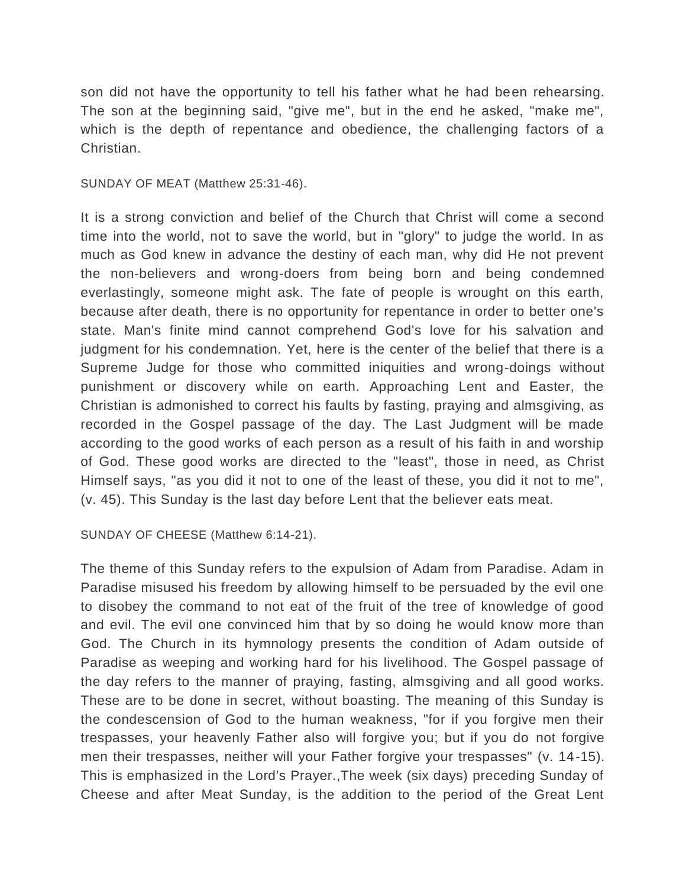son did not have the opportunity to tell his father what he had been rehearsing. The son at the beginning said, "give me", but in the end he asked, "make me", which is the depth of repentance and obedience, the challenging factors of a Christian.

SUNDAY OF MEAT (Matthew 25:31-46).

It is a strong conviction and belief of the Church that Christ will come a second time into the world, not to save the world, but in "glory" to judge the world. In as much as God knew in advance the destiny of each man, why did He not prevent the non-believers and wrong-doers from being born and being condemned everlastingly, someone might ask. The fate of people is wrought on this earth, because after death, there is no opportunity for repentance in order to better one's state. Man's finite mind cannot comprehend God's love for his salvation and judgment for his condemnation. Yet, here is the center of the belief that there is a Supreme Judge for those who committed iniquities and wrong-doings without punishment or discovery while on earth. Approaching Lent and Easter, the Christian is admonished to correct his faults by fasting, praying and almsgiving, as recorded in the Gospel passage of the day. The Last Judgment will be made according to the good works of each person as a result of his faith in and worship of God. These good works are directed to the "least", those in need, as Christ Himself says, "as you did it not to one of the least of these, you did it not to me", (v. 45). This Sunday is the last day before Lent that the believer eats meat.

SUNDAY OF CHEESE (Matthew 6:14-21).

The theme of this Sunday refers to the expulsion of Adam from Paradise. Adam in Paradise misused his freedom by allowing himself to be persuaded by the evil one to disobey the command to not eat of the fruit of the tree of knowledge of good and evil. The evil one convinced him that by so doing he would know more than God. The Church in its hymnology presents the condition of Adam outside of Paradise as weeping and working hard for his livelihood. The Gospel passage of the day refers to the manner of praying, fasting, almsgiving and all good works. These are to be done in secret, without boasting. The meaning of this Sunday is the condescension of God to the human weakness, "for if you forgive men their trespasses, your heavenly Father also will forgive you; but if you do not forgive men their trespasses, neither will your Father forgive your trespasses" (v. 14-15). This is emphasized in the Lord's Prayer.,The week (six days) preceding Sunday of Cheese and after Meat Sunday, is the addition to the period of the Great Lent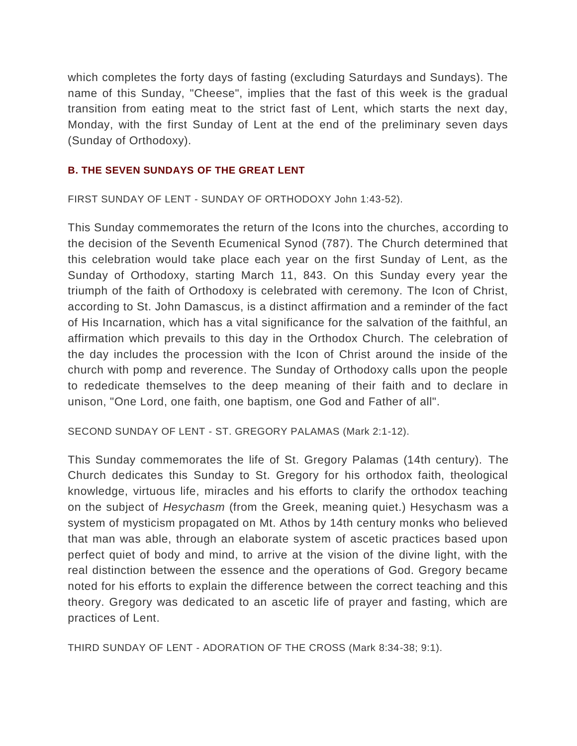which completes the forty days of fasting (excluding Saturdays and Sundays). The name of this Sunday, "Cheese", implies that the fast of this week is the gradual transition from eating meat to the strict fast of Lent, which starts the next day, Monday, with the first Sunday of Lent at the end of the preliminary seven days (Sunday of Orthodoxy).

## B. THE SEVEN SUNDAYS OF THE GREAT LENT

FIRST SUNDAY OF LENT - SUNDAY OF ORTHODOXY John 1:43-52).

This Sunday commemorates the return of the Icons into the churches, according to the decision of the Seventh Ecumenical Synod (787). The Church determined that this celebration would take place each year on the first Sunday of Lent, as the Sunday of Orthodoxy, starting March 11, 843. On this Sunday every year the triumph of the faith of Orthodoxy is celebrated with ceremony. The Icon of Christ, according to St. John Damascus, is a distinct affirmation and a reminder of the fact of His Incarnation, which has a vital significance for the salvation of the faithful, an affirmation which prevails to this day in the Orthodox Church. The celebration of the day includes the procession with the Icon of Christ around the inside of the church with pomp and reverence. The Sunday of Orthodoxy calls upon the people to rededicate themselves to the deep meaning of their faith and to declare in unison, "One Lord, one faith, one baptism, one God and Father of all".

SECOND SUNDAY OF LENT - ST. GREGORY PALAMAS (Mark 2:1-12).

This Sunday commemorates the life of St. Gregory Palamas (14th century). The Church dedicates this Sunday to St. Gregory for his orthodox faith, theological knowledge, virtuous life, miracles and his efforts to clarify the orthodox teaching on the subject of *Hesychasm* (from the Greek, meaning quiet.) Hesychasm was a system of mysticism propagated on Mt. Athos by 14th century monks who believed that man was able, through an elaborate system of ascetic practices based upon perfect quiet of body and mind, to arrive at the vision of the divine light, with the real distinction between the essence and the operations of God. Gregory became noted for his efforts to explain the difference between the correct teaching and this theory. Gregory was dedicated to an ascetic life of prayer and fasting, which are practices of Lent.

THIRD SUNDAY OF LENT - ADORATION OF THE CROSS (Mark 8:34-38; 9:1).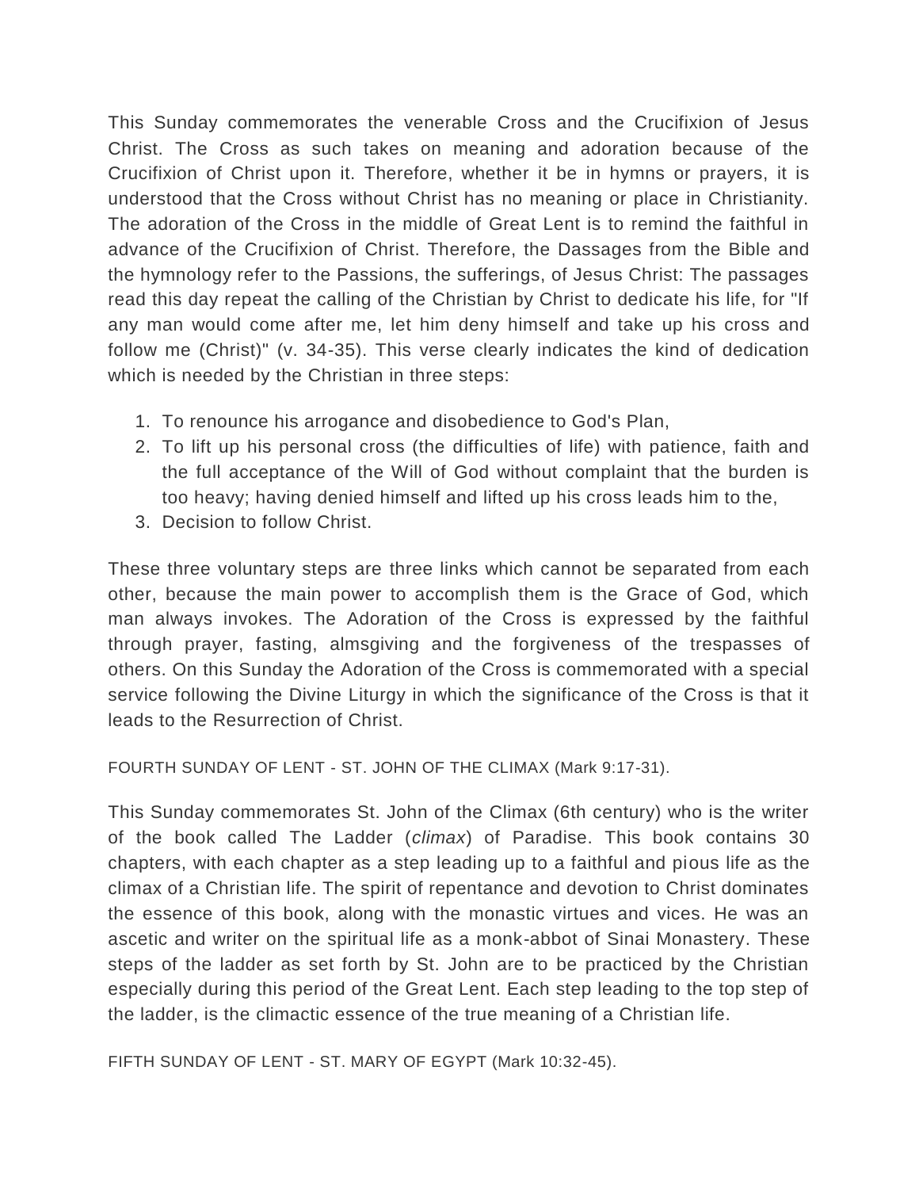This Sunday commemorates the venerable Cross and the Crucifixion of Jesus Christ. The Cross as such takes on meaning and adoration because of the Crucifixion of Christ upon it. Therefore, whether it be in hymns or prayers, it is understood that the Cross without Christ has no meaning or place in Christianity. The adoration of the Cross in the middle of Great Lent is to remind the faithful in advance of the Crucifixion of Christ. Therefore, the Dassages from the Bible and the hymnology refer to the Passions, the sufferings, of Jesus Christ: The passages read this day repeat the calling of the Christian by Christ to dedicate his life, for "If any man would come after me, let him deny himself and take up his cross and follow me (Christ)" (v. 34-35). This verse clearly indicates the kind of dedication which is needed by the Christian in three steps:

1. To renounce his arrogance and disobedience to God's Plan,
2. To lift up his personal cross (the difficulties of life) with patience, faith and the full acceptance of the Will of God without complaint that the burden is too heavy; having denied himself and lifted up his cross leads him to the,
3. Decision to follow Christ.

These three voluntary steps are three links which cannot be separated from each other, because the main power to accomplish them is the Grace of God, which man always invokes. The Adoration of the Cross is expressed by the faithful through prayer, fasting, almsgiving and the forgiveness of the trespasses of others. On this Sunday the Adoration of the Cross is commemorated with a special service following the Divine Liturgy in which the significance of the Cross is that it leads to the Resurrection of Christ.

FOURTH SUNDAY OF LENT - ST. JOHN OF THE CLIMAX (Mark 9:17-31).

This Sunday commemorates St. John of the Climax (6th century) who is the writer of the book called The Ladder (*climax*) of Paradise. This book contains 30 chapters, with each chapter as a step leading up to a faithful and pious life as the climax of a Christian life. The spirit of repentance and devotion to Christ dominates the essence of this book, along with the monastic virtues and vices. He was an ascetic and writer on the spiritual life as a monk-abbot of Sinai Monastery. These steps of the ladder as set forth by St. John are to be practiced by the Christian especially during this period of the Great Lent. Each step leading to the top step of the ladder, is the climactic essence of the true meaning of a Christian life.

FIFTH SUNDAY OF LENT - ST. MARY OF EGYPT (Mark 10:32-45).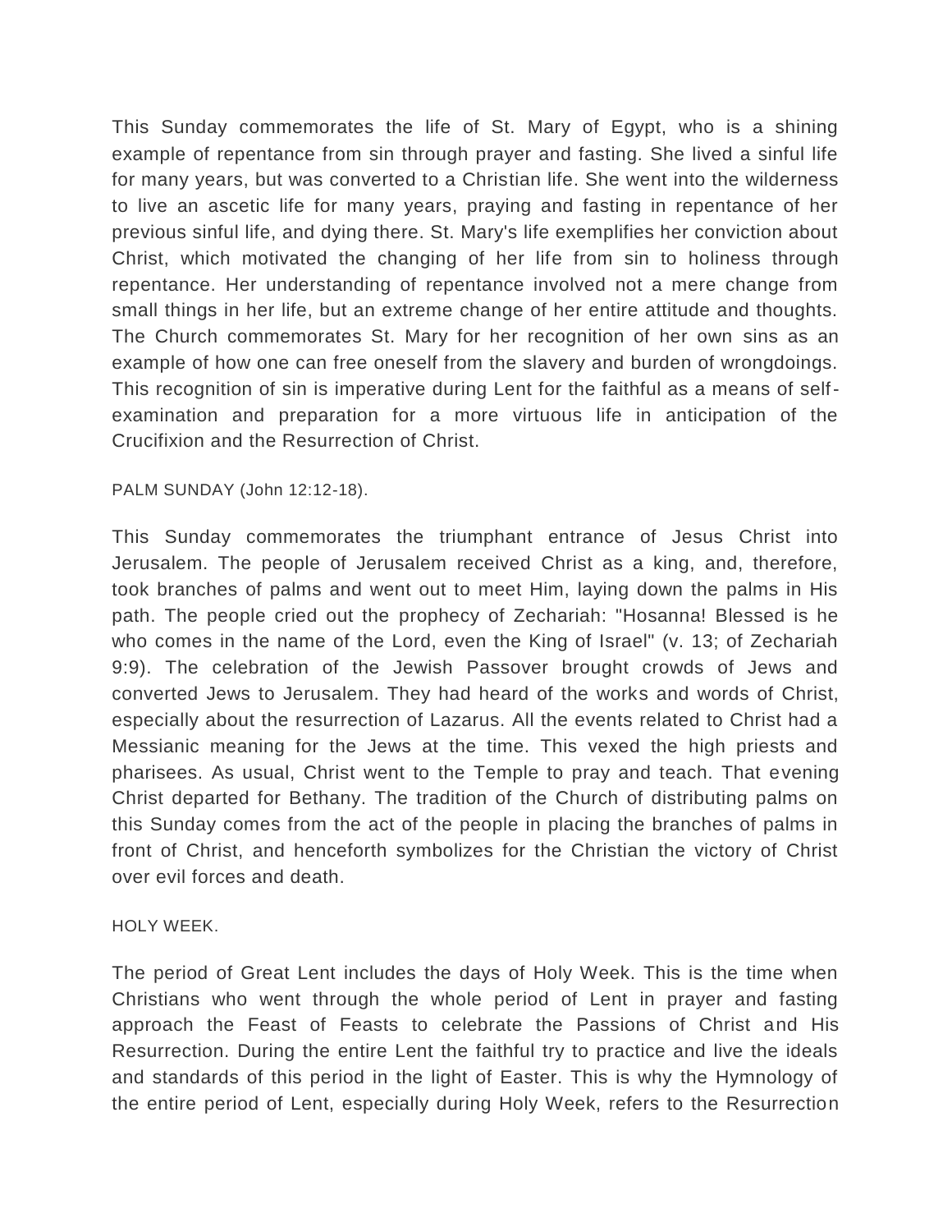This Sunday commemorates the life of St. Mary of Egypt, who is a shining example of repentance from sin through prayer and fasting. She lived a sinful life for many years, but was converted to a Christian life. She went into the wilderness to live an ascetic life for many years, praying and fasting in repentance of her previous sinful life, and dying there. St. Mary's life exemplifies her conviction about Christ, which motivated the changing of her life from sin to holiness through repentance. Her understanding of repentance involved not a mere change from small things in her life, but an extreme change of her entire attitude and thoughts. The Church commemorates St. Mary for her recognition of her own sins as an example of how one can free oneself from the slavery and burden of wrongdoings. This recognition of sin is imperative during Lent for the faithful as a means of self-examination and preparation for a more virtuous life in anticipation of the Crucifixion and the Resurrection of Christ.

PALM SUNDAY (John 12:12-18).

This Sunday commemorates the triumphant entrance of Jesus Christ into Jerusalem. The people of Jerusalem received Christ as a king, and, therefore, took branches of palms and went out to meet Him, laying down the palms in His path. The people cried out the prophecy of Zechariah: "Hosanna! Blessed is he who comes in the name of the Lord, even the King of Israel" (v. 13; of Zechariah 9:9). The celebration of the Jewish Passover brought crowds of Jews and converted Jews to Jerusalem. They had heard of the works and words of Christ, especially about the resurrection of Lazarus. All the events related to Christ had a Messianic meaning for the Jews at the time. This vexed the high priests and pharisees. As usual, Christ went to the Temple to pray and teach. That evening Christ departed for Bethany. The tradition of the Church of distributing palms on this Sunday comes from the act of the people in placing the branches of palms in front of Christ, and henceforth symbolizes for the Christian the victory of Christ over evil forces and death.

HOLY WEEK.

The period of Great Lent includes the days of Holy Week. This is the time when Christians who went through the whole period of Lent in prayer and fasting approach the Feast of Feasts to celebrate the Passions of Christ and His Resurrection. During the entire Lent the faithful try to practice and live the ideals and standards of this period in the light of Easter. This is why the Hymnology of the entire period of Lent, especially during Holy Week, refers to the Resurrection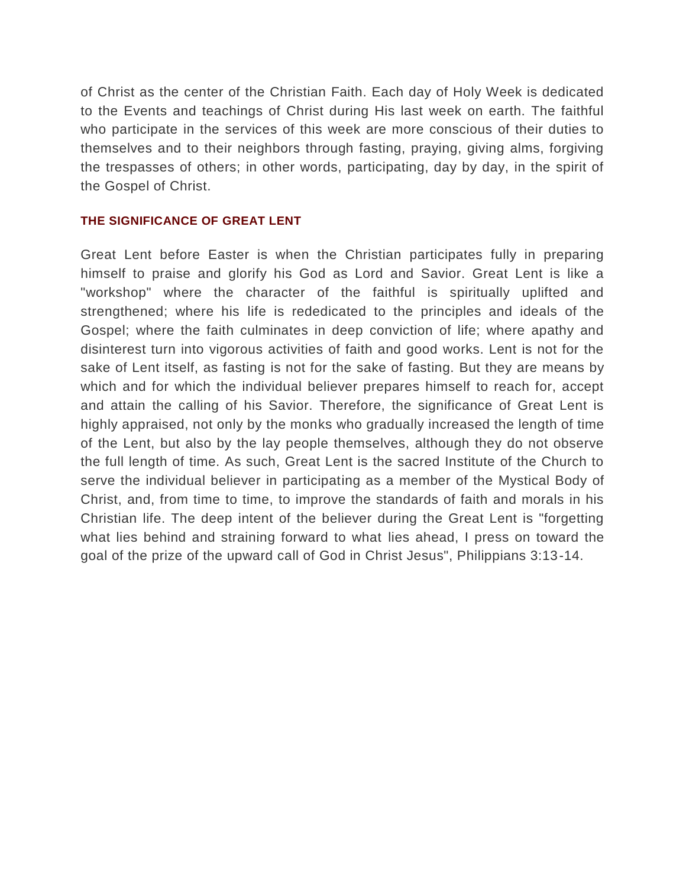of Christ as the center of the Christian Faith. Each day of Holy Week is dedicated to the Events and teachings of Christ during His last week on earth. The faithful who participate in the services of this week are more conscious of their duties to themselves and to their neighbors through fasting, praying, giving alms, forgiving the trespasses of others; in other words, participating, day by day, in the spirit of the Gospel of Christ.

### THE SIGNIFICANCE OF GREAT LENT

Great Lent before Easter is when the Christian participates fully in preparing himself to praise and glorify his God as Lord and Savior. Great Lent is like a "workshop" where the character of the faithful is spiritually uplifted and strengthened; where his life is rededicated to the principles and ideals of the Gospel; where the faith culminates in deep conviction of life; where apathy and disinterest turn into vigorous activities of faith and good works. Lent is not for the sake of Lent itself, as fasting is not for the sake of fasting. But they are means by which and for which the individual believer prepares himself to reach for, accept and attain the calling of his Savior. Therefore, the significance of Great Lent is highly appraised, not only by the monks who gradually increased the length of time of the Lent, but also by the lay people themselves, although they do not observe the full length of time. As such, Great Lent is the sacred Institute of the Church to serve the individual believer in participating as a member of the Mystical Body of Christ, and, from time to time, to improve the standards of faith and morals in his Christian life. The deep intent of the believer during the Great Lent is "forgetting what lies behind and straining forward to what lies ahead, I press on toward the goal of the prize of the upward call of God in Christ Jesus", Philippians 3:13-14.